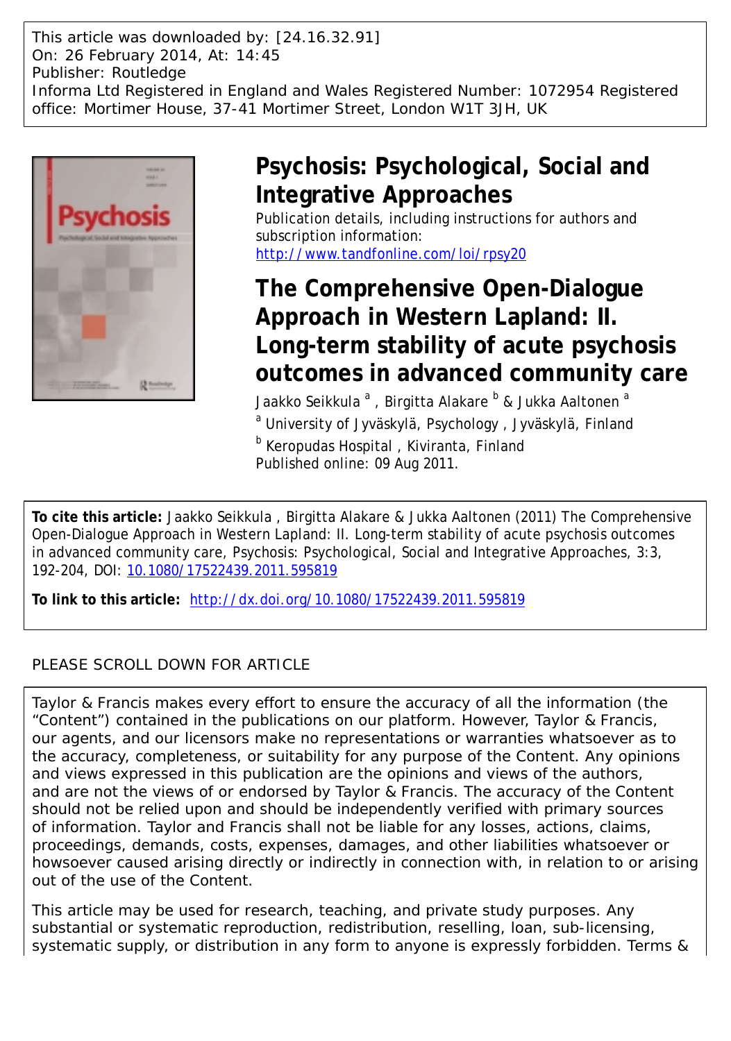This article was downloaded by: [24.16.32.91]
On: 26 February 2014, At: 14:45
Publisher: Routledge
Informa Ltd Registered in England and Wales Registered Number: 1072954 Registered office: Mortimer House, 37-41 Mortimer Street, London W1T 3JH, UK

# Psychosis: Psychological, Social and Integrative Approaches

Publication details, including instructions for authors and subscription information:
http://www.tandfonline.com/loi/rpsy20

# The Comprehensive Open-Dialogue Approach in Western Lapland: II. Long-term stability of acute psychosis outcomes in advanced community care

Jaakko Seikkula [a], Birgitta Alakare [b] & Jukka Aaltonen [a]

[a] University of Jyväskylä, Psychology, Jyväskylä, Finland

[b] Keropudas Hospital, Kiviranta, Finland

Published online: 09 Aug 2011.

**To cite this article:** Jaakko Seikkula, Birgitta Alakare & Jukka Aaltonen (2011) The Comprehensive Open-Dialogue Approach in Western Lapland: II. Long-term stability of acute psychosis outcomes in advanced community care, Psychosis: Psychological, Social and Integrative Approaches, 3:3, 192-204, DOI: 10.1080/17522439.2011.595819

**To link to this article:** http://dx.doi.org/10.1080/17522439.2011.595819

PLEASE SCROLL DOWN FOR ARTICLE

Taylor & Francis makes every effort to ensure the accuracy of all the information (the "Content") contained in the publications on our platform. However, Taylor & Francis, our agents, and our licensors make no representations or warranties whatsoever as to the accuracy, completeness, or suitability for any purpose of the Content. Any opinions and views expressed in this publication are the opinions and views of the authors, and are not the views of or endorsed by Taylor & Francis. The accuracy of the Content should not be relied upon and should be independently verified with primary sources of information. Taylor and Francis shall not be liable for any losses, actions, claims, proceedings, demands, costs, expenses, damages, and other liabilities whatsoever or howsoever caused arising directly or indirectly in connection with, in relation to or arising out of the use of the Content.

This article may be used for research, teaching, and private study purposes. Any substantial or systematic reproduction, redistribution, reselling, loan, sub-licensing, systematic supply, or distribution in any form to anyone is expressly forbidden. Terms &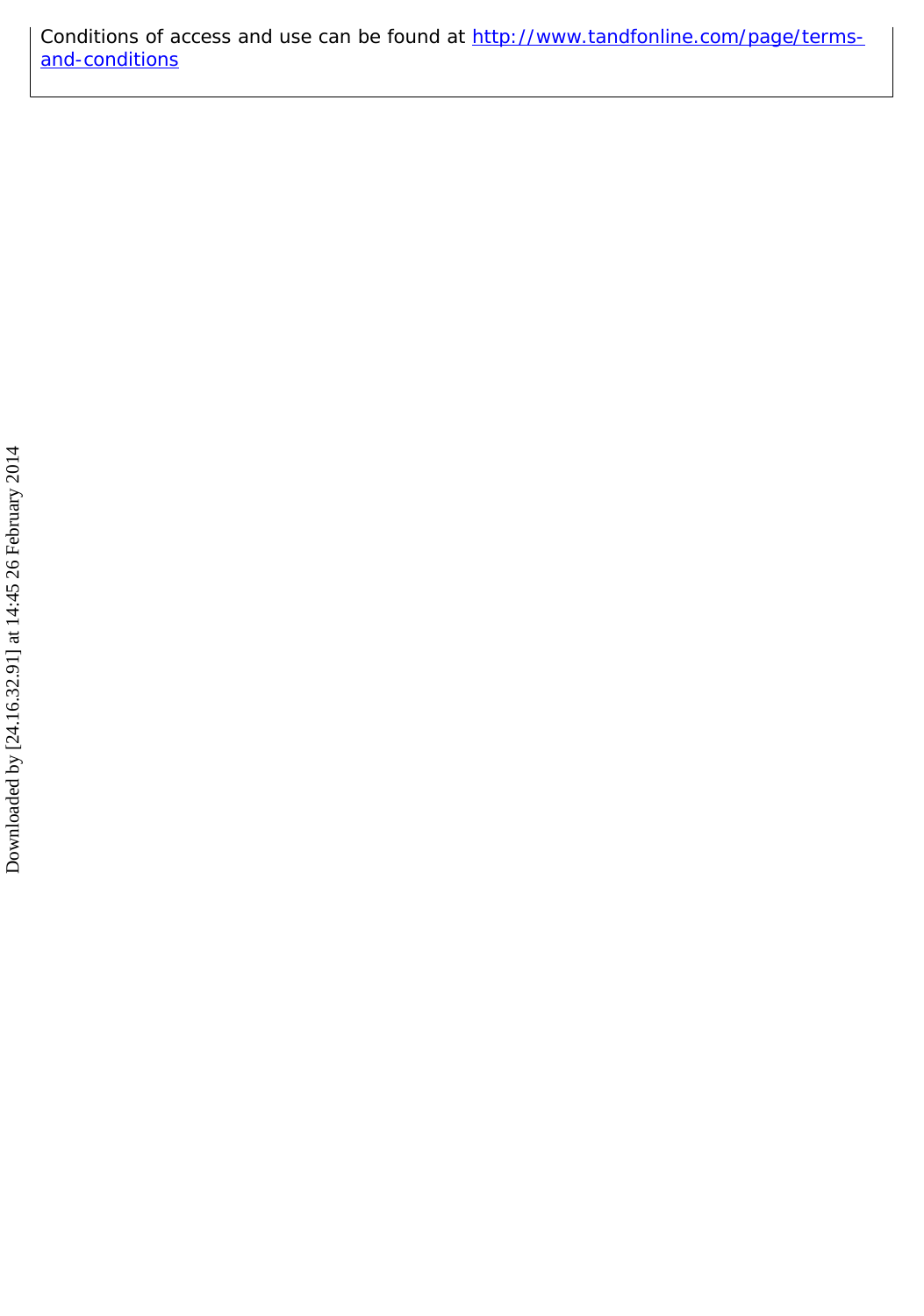Conditions of access and use can be found at [http://www.tandfonline.com/page/terms-and-conditions](http://www.tandfonline.com/page/terms-and-conditions)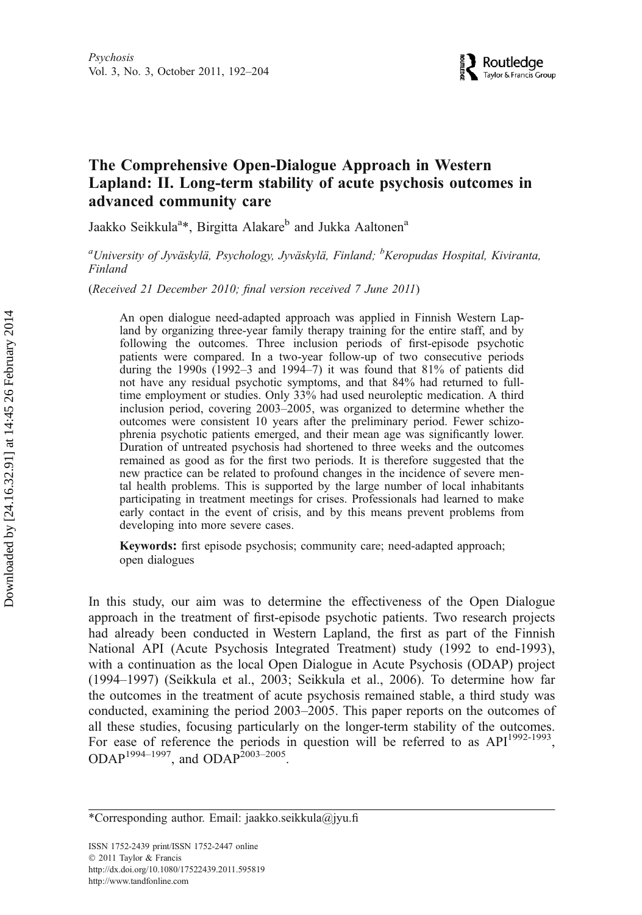# The Comprehensive Open-Dialogue Approach in Western Lapland: II. Long-term stability of acute psychosis outcomes in advanced community care

Jaakko Seikkula[a]*, Birgitta Alakare[b] and Jukka Aaltonen[a]

[a]*University of Jyväskylä, Psychology, Jyväskylä, Finland;* [b]*Keropudas Hospital, Kiviranta, Finland*

(*Received 21 December 2010; final version received 7 June 2011*)

> An open dialogue need-adapted approach was applied in Finnish Western Lapland by organizing three-year family therapy training for the entire staff, and by following the outcomes. Three inclusion periods of first-episode psychotic patients were compared. In a two-year follow-up of two consecutive periods during the 1990s (1992–3 and 1994–7) it was found that 81% of patients did not have any residual psychotic symptoms, and that 84% had returned to full-time employment or studies. Only 33% had used neuroleptic medication. A third inclusion period, covering 2003–2005, was organized to determine whether the outcomes were consistent 10 years after the preliminary period. Fewer schizophrenia psychotic patients emerged, and their mean age was significantly lower. Duration of untreated psychosis had shortened to three weeks and the outcomes remained as good as for the first two periods. It is therefore suggested that the new practice can be related to profound changes in the incidence of severe mental health problems. This is supported by the large number of local inhabitants participating in treatment meetings for crises. Professionals had learned to make early contact in the event of crisis, and by this means prevent problems from developing into more severe cases.
>
> **Keywords:** first episode psychosis; community care; need-adapted approach; open dialogues

In this study, our aim was to determine the effectiveness of the Open Dialogue approach in the treatment of first-episode psychotic patients. Two research projects had already been conducted in Western Lapland, the first as part of the Finnish National API (Acute Psychosis Integrated Treatment) study (1992 to end-1993), with a continuation as the local Open Dialogue in Acute Psychosis (ODAP) project (1994–1997) (Seikkula et al., 2003; Seikkula et al., 2006). To determine how far the outcomes in the treatment of acute psychosis remained stable, a third study was conducted, examining the period 2003–2005. This paper reports on the outcomes of all these studies, focusing particularly on the longer-term stability of the outcomes. For ease of reference the periods in question will be referred to as API[1992-1993], ODAP[1994–1997], and ODAP[2003–2005].

*Corresponding author. Email: jaakko.seikkula@jyu.fi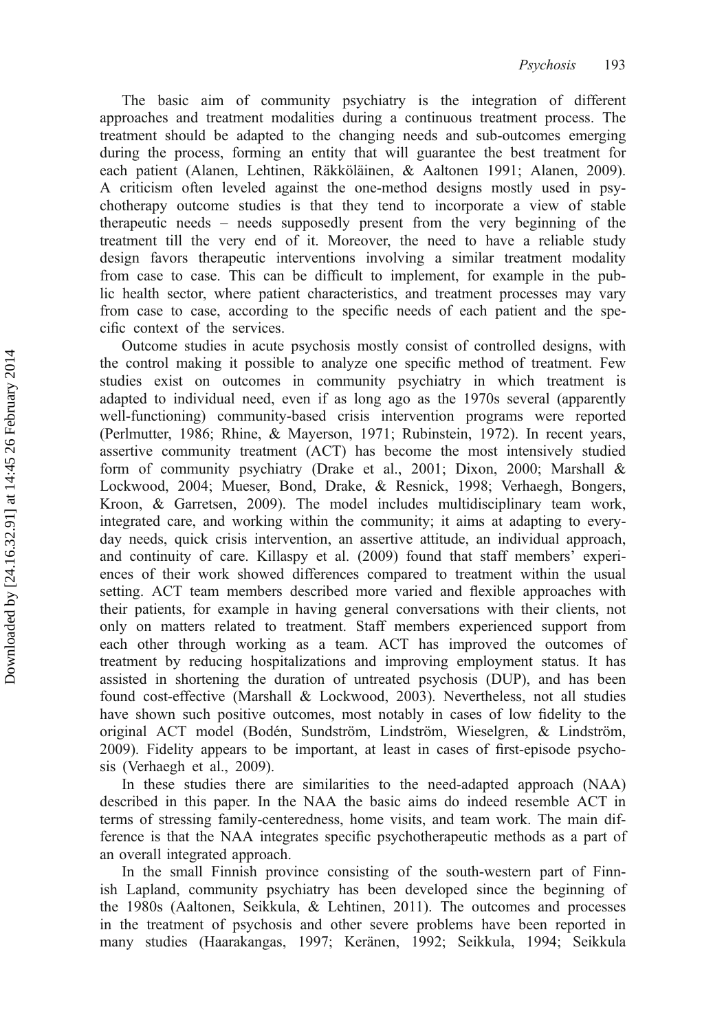The basic aim of community psychiatry is the integration of different approaches and treatment modalities during a continuous treatment process. The treatment should be adapted to the changing needs and sub-outcomes emerging during the process, forming an entity that will guarantee the best treatment for each patient (Alanen, Lehtinen, Räkköläinen, & Aaltonen 1991; Alanen, 2009). A criticism often leveled against the one-method designs mostly used in psychotherapy outcome studies is that they tend to incorporate a view of stable therapeutic needs – needs supposedly present from the very beginning of the treatment till the very end of it. Moreover, the need to have a reliable study design favors therapeutic interventions involving a similar treatment modality from case to case. This can be difficult to implement, for example in the public health sector, where patient characteristics, and treatment processes may vary from case to case, according to the specific needs of each patient and the specific context of the services.

Outcome studies in acute psychosis mostly consist of controlled designs, with the control making it possible to analyze one specific method of treatment. Few studies exist on outcomes in community psychiatry in which treatment is adapted to individual need, even if as long ago as the 1970s several (apparently well-functioning) community-based crisis intervention programs were reported (Perlmutter, 1986; Rhine, & Mayerson, 1971; Rubinstein, 1972). In recent years, assertive community treatment (ACT) has become the most intensively studied form of community psychiatry (Drake et al., 2001; Dixon, 2000; Marshall & Lockwood, 2004; Mueser, Bond, Drake, & Resnick, 1998; Verhaegh, Bongers, Kroon, & Garretsen, 2009). The model includes multidisciplinary team work, integrated care, and working within the community; it aims at adapting to everyday needs, quick crisis intervention, an assertive attitude, an individual approach, and continuity of care. Killaspy et al. (2009) found that staff members' experiences of their work showed differences compared to treatment within the usual setting. ACT team members described more varied and flexible approaches with their patients, for example in having general conversations with their clients, not only on matters related to treatment. Staff members experienced support from each other through working as a team. ACT has improved the outcomes of treatment by reducing hospitalizations and improving employment status. It has assisted in shortening the duration of untreated psychosis (DUP), and has been found cost-effective (Marshall & Lockwood, 2003). Nevertheless, not all studies have shown such positive outcomes, most notably in cases of low fidelity to the original ACT model (Bodén, Sundström, Lindström, Wieselgren, & Lindström, 2009). Fidelity appears to be important, at least in cases of first-episode psychosis (Verhaegh et al., 2009).

In these studies there are similarities to the need-adapted approach (NAA) described in this paper. In the NAA the basic aims do indeed resemble ACT in terms of stressing family-centeredness, home visits, and team work. The main difference is that the NAA integrates specific psychotherapeutic methods as a part of an overall integrated approach.

In the small Finnish province consisting of the south-western part of Finnish Lapland, community psychiatry has been developed since the beginning of the 1980s (Aaltonen, Seikkula, & Lehtinen, 2011). The outcomes and processes in the treatment of psychosis and other severe problems have been reported in many studies (Haarakangas, 1997; Keränen, 1992; Seikkula, 1994; Seikkula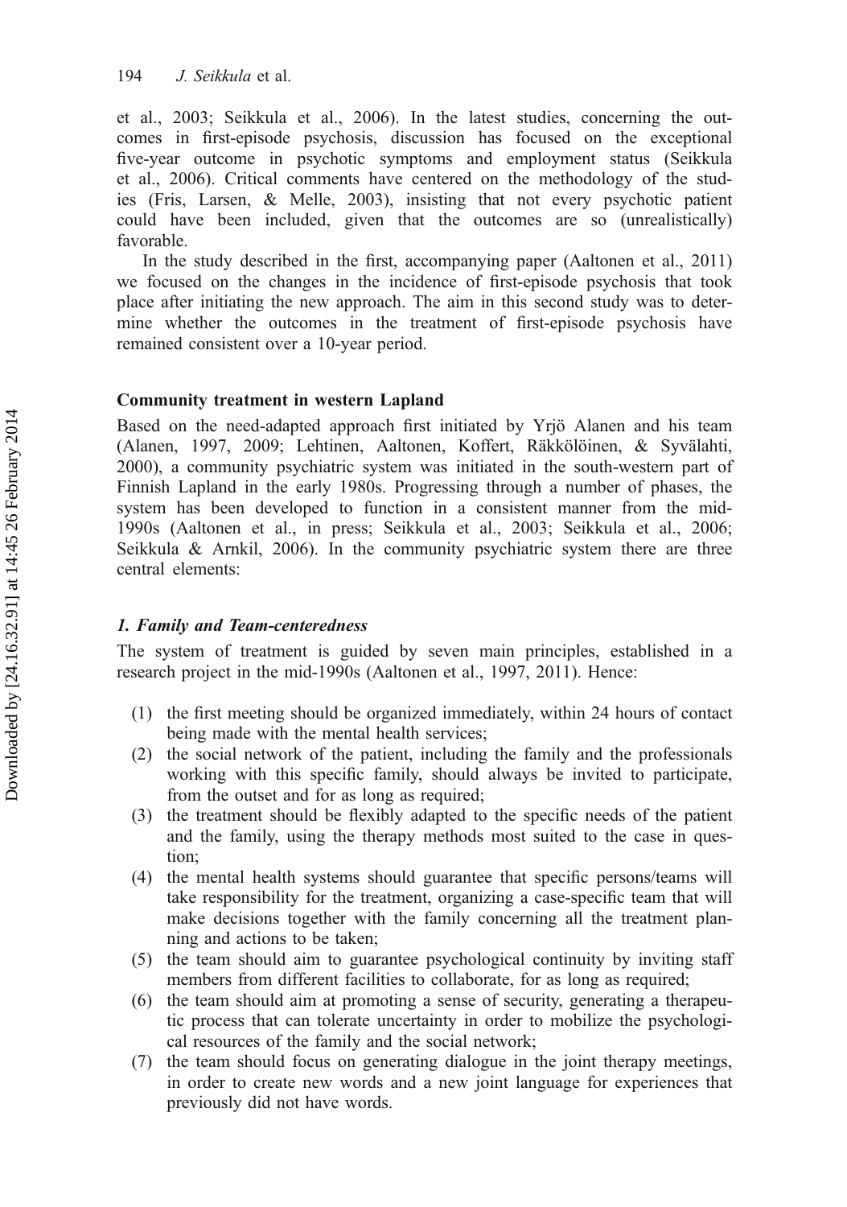et al., 2003; Seikkula et al., 2006). In the latest studies, concerning the outcomes in first-episode psychosis, discussion has focused on the exceptional five-year outcome in psychotic symptoms and employment status (Seikkula et al., 2006). Critical comments have centered on the methodology of the studies (Fris, Larsen, & Melle, 2003), insisting that not every psychotic patient could have been included, given that the outcomes are so (unrealistically) favorable.

In the study described in the first, accompanying paper (Aaltonen et al., 2011) we focused on the changes in the incidence of first-episode psychosis that took place after initiating the new approach. The aim in this second study was to determine whether the outcomes in the treatment of first-episode psychosis have remained consistent over a 10-year period.

## Community treatment in western Lapland

Based on the need-adapted approach first initiated by Yrjö Alanen and his team (Alanen, 1997, 2009; Lehtinen, Aaltonen, Koffert, Räkkölöinen, & Syvälahti, 2000), a community psychiatric system was initiated in the south-western part of Finnish Lapland in the early 1980s. Progressing through a number of phases, the system has been developed to function in a consistent manner from the mid-1990s (Aaltonen et al., in press; Seikkula et al., 2003; Seikkula et al., 2006; Seikkula & Arnkil, 2006). In the community psychiatric system there are three central elements:

### *1. Family and Team-centeredness*

The system of treatment is guided by seven main principles, established in a research project in the mid-1990s (Aaltonen et al., 1997, 2011). Hence:

(1) the first meeting should be organized immediately, within 24 hours of contact being made with the mental health services;
(2) the social network of the patient, including the family and the professionals working with this specific family, should always be invited to participate, from the outset and for as long as required;
(3) the treatment should be flexibly adapted to the specific needs of the patient and the family, using the therapy methods most suited to the case in question;
(4) the mental health systems should guarantee that specific persons/teams will take responsibility for the treatment, organizing a case-specific team that will make decisions together with the family concerning all the treatment planning and actions to be taken;
(5) the team should aim to guarantee psychological continuity by inviting staff members from different facilities to collaborate, for as long as required;
(6) the team should aim at promoting a sense of security, generating a therapeutic process that can tolerate uncertainty in order to mobilize the psychological resources of the family and the social network;
(7) the team should focus on generating dialogue in the joint therapy meetings, in order to create new words and a new joint language for experiences that previously did not have words.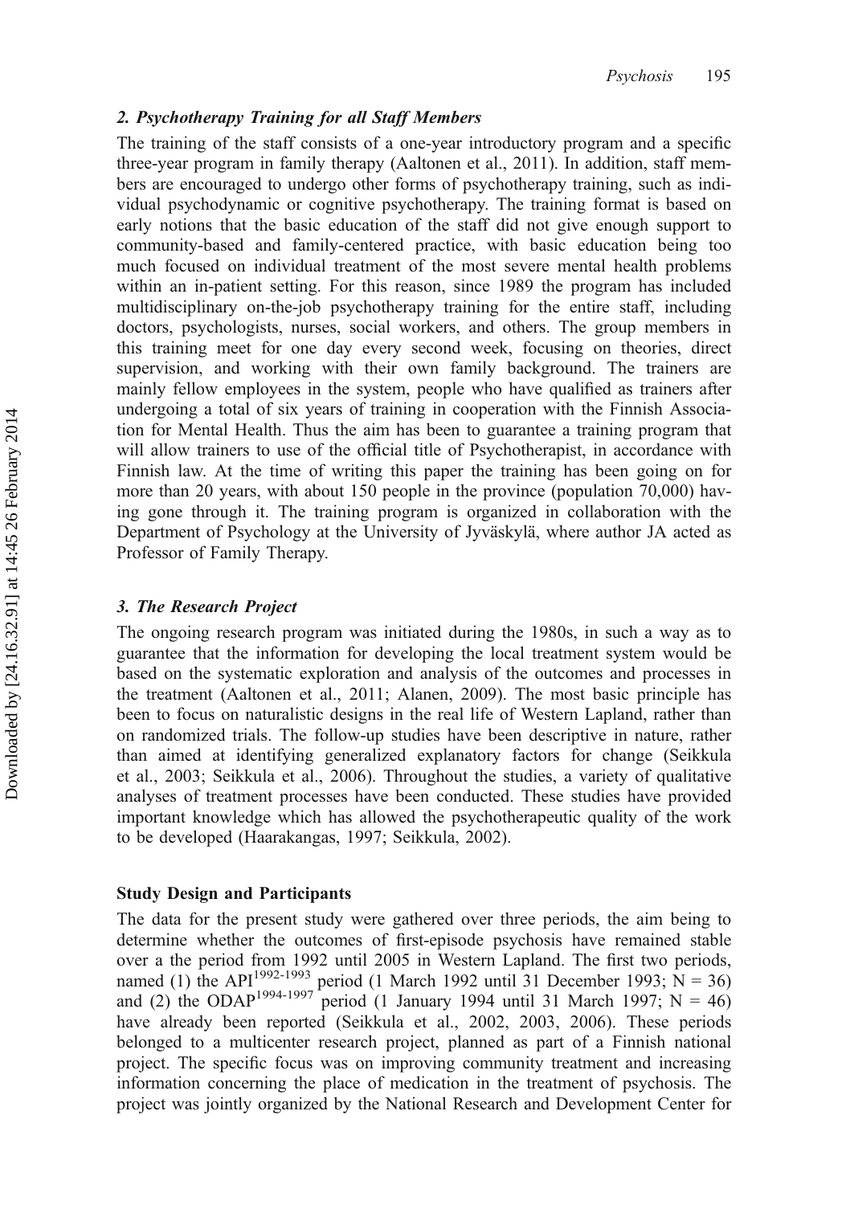### 2. Psychotherapy Training for all Staff Members

The training of the staff consists of a one-year introductory program and a specific three-year program in family therapy (Aaltonen et al., 2011). In addition, staff members are encouraged to undergo other forms of psychotherapy training, such as individual psychodynamic or cognitive psychotherapy. The training format is based on early notions that the basic education of the staff did not give enough support to community-based and family-centered practice, with basic education being too much focused on individual treatment of the most severe mental health problems within an in-patient setting. For this reason, since 1989 the program has included multidisciplinary on-the-job psychotherapy training for the entire staff, including doctors, psychologists, nurses, social workers, and others. The group members in this training meet for one day every second week, focusing on theories, direct supervision, and working with their own family background. The trainers are mainly fellow employees in the system, people who have qualified as trainers after undergoing a total of six years of training in cooperation with the Finnish Association for Mental Health. Thus the aim has been to guarantee a training program that will allow trainers to use of the official title of Psychotherapist, in accordance with Finnish law. At the time of writing this paper the training has been going on for more than 20 years, with about 150 people in the province (population 70,000) having gone through it. The training program is organized in collaboration with the Department of Psychology at the University of Jyväskylä, where author JA acted as Professor of Family Therapy.

### 3. The Research Project

The ongoing research program was initiated during the 1980s, in such a way as to guarantee that the information for developing the local treatment system would be based on the systematic exploration and analysis of the outcomes and processes in the treatment (Aaltonen et al., 2011; Alanen, 2009). The most basic principle has been to focus on naturalistic designs in the real life of Western Lapland, rather than on randomized trials. The follow-up studies have been descriptive in nature, rather than aimed at identifying generalized explanatory factors for change (Seikkula et al., 2003; Seikkula et al., 2006). Throughout the studies, a variety of qualitative analyses of treatment processes have been conducted. These studies have provided important knowledge which has allowed the psychotherapeutic quality of the work to be developed (Haarakangas, 1997; Seikkula, 2002).

## Study Design and Participants

The data for the present study were gathered over three periods, the aim being to determine whether the outcomes of first-episode psychosis have remained stable over a the period from 1992 until 2005 in Western Lapland. The first two periods, named (1) the API$^{1992\text{-}1993}$ period (1 March 1992 until 31 December 1993; N = 36) and (2) the ODAP$^{1994\text{-}1997}$ period (1 January 1994 until 31 March 1997; N = 46) have already been reported (Seikkula et al., 2002, 2003, 2006). These periods belonged to a multicenter research project, planned as part of a Finnish national project. The specific focus was on improving community treatment and increasing information concerning the place of medication in the treatment of psychosis. The project was jointly organized by the National Research and Development Center for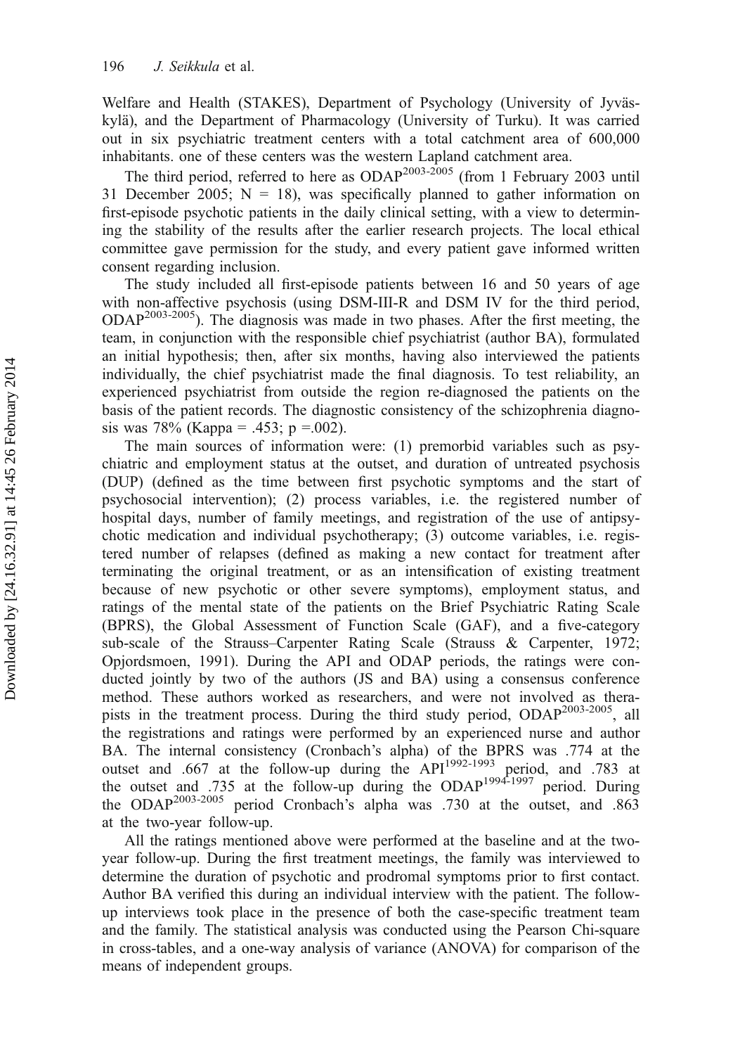Welfare and Health (STAKES), Department of Psychology (University of Jyväskylä), and the Department of Pharmacology (University of Turku). It was carried out in six psychiatric treatment centers with a total catchment area of 600,000 inhabitants. one of these centers was the western Lapland catchment area.

The third period, referred to here as ODAP[2003-2005] (from 1 February 2003 until 31 December 2005; N = 18), was specifically planned to gather information on first-episode psychotic patients in the daily clinical setting, with a view to determining the stability of the results after the earlier research projects. The local ethical committee gave permission for the study, and every patient gave informed written consent regarding inclusion.

The study included all first-episode patients between 16 and 50 years of age with non-affective psychosis (using DSM-III-R and DSM IV for the third period, ODAP[2003-2005]). The diagnosis was made in two phases. After the first meeting, the team, in conjunction with the responsible chief psychiatrist (author BA), formulated an initial hypothesis; then, after six months, having also interviewed the patients individually, the chief psychiatrist made the final diagnosis. To test reliability, an experienced psychiatrist from outside the region re-diagnosed the patients on the basis of the patient records. The diagnostic consistency of the schizophrenia diagnosis was 78% (Kappa = .453; p =.002).

The main sources of information were: (1) premorbid variables such as psychiatric and employment status at the outset, and duration of untreated psychosis (DUP) (defined as the time between first psychotic symptoms and the start of psychosocial intervention); (2) process variables, i.e. the registered number of hospital days, number of family meetings, and registration of the use of antipsychotic medication and individual psychotherapy; (3) outcome variables, i.e. registered number of relapses (defined as making a new contact for treatment after terminating the original treatment, or as an intensification of existing treatment because of new psychotic or other severe symptoms), employment status, and ratings of the mental state of the patients on the Brief Psychiatric Rating Scale (BPRS), the Global Assessment of Function Scale (GAF), and a five-category sub-scale of the Strauss–Carpenter Rating Scale (Strauss & Carpenter, 1972; Opjordsmoen, 1991). During the API and ODAP periods, the ratings were conducted jointly by two of the authors (JS and BA) using a consensus conference method. These authors worked as researchers, and were not involved as therapists in the treatment process. During the third study period, ODAP[2003-2005], all the registrations and ratings were performed by an experienced nurse and author BA. The internal consistency (Cronbach's alpha) of the BPRS was .774 at the outset and .667 at the follow-up during the API[1992-1993] period, and .783 at the outset and .735 at the follow-up during the ODAP[1994-1997] period. During the ODAP[2003-2005] period Cronbach's alpha was .730 at the outset, and .863 at the two-year follow-up.

All the ratings mentioned above were performed at the baseline and at the two-year follow-up. During the first treatment meetings, the family was interviewed to determine the duration of psychotic and prodromal symptoms prior to first contact. Author BA verified this during an individual interview with the patient. The follow-up interviews took place in the presence of both the case-specific treatment team and the family. The statistical analysis was conducted using the Pearson Chi-square in cross-tables, and a one-way analysis of variance (ANOVA) for comparison of the means of independent groups.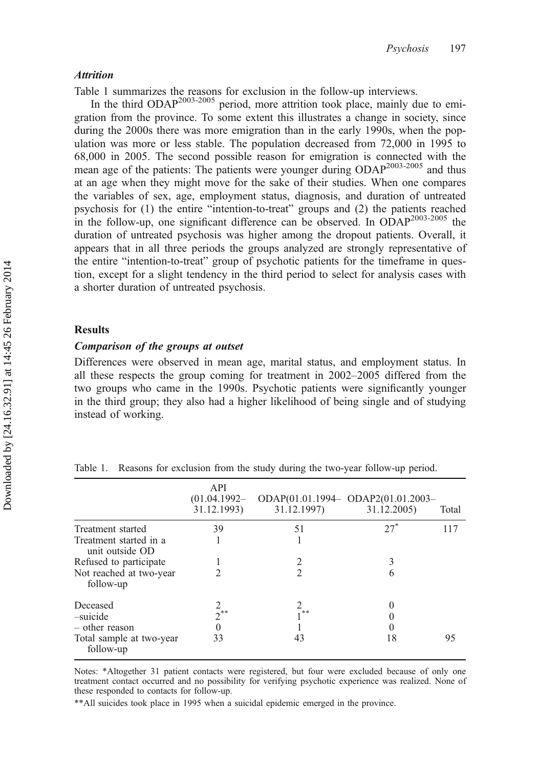### *Attrition*

Table 1 summarizes the reasons for exclusion in the follow-up interviews.

In the third ODAP$^{2003\text{-}2005}$ period, more attrition took place, mainly due to emigration from the province. To some extent this illustrates a change in society, since during the 2000s there was more emigration than in the early 1990s, when the population was more or less stable. The population decreased from 72,000 in 1995 to 68,000 in 2005. The second possible reason for emigration is connected with the mean age of the patients: The patients were younger during ODAP$^{2003\text{-}2005}$ and thus at an age when they might move for the sake of their studies. When one compares the variables of sex, age, employment status, diagnosis, and duration of untreated psychosis for (1) the entire "intention-to-treat" groups and (2) the patients reached in the follow-up, one significant difference can be observed. In ODAP$^{2003\text{-}2005}$ the duration of untreated psychosis was higher among the dropout patients. Overall, it appears that in all three periods the groups analyzed are strongly representative of the entire "intention-to-treat" group of psychotic patients for the timeframe in question, except for a slight tendency in the third period to select for analysis cases with a shorter duration of untreated psychosis.

## Results

### *Comparison of the groups at outset*

Differences were observed in mean age, marital status, and employment status. In all these respects the group coming for treatment in 2002–2005 differed from the two groups who came in the 1990s. Psychotic patients were significantly younger in the third group; they also had a higher likelihood of being single and of studying instead of working.

Table 1. Reasons for exclusion from the study during the two-year follow-up period.

| | API (01.04.1992–31.12.1993) | ODAP(01.01.1994–31.12.1997) | ODAP2(01.01.2003–31.12.2005) | Total |
|---|---|---|---|---|
| Treatment started | 39 | 51 | 27* | 117 |
| Treatment started in a unit outside OD | 1 | 1 | | |
| Refused to participate | 1 | 2 | 3 | |
| Not reached at two-year follow-up | 2 | 2 | 6 | |
| Deceased | 2 | 2 | 0 | |
| –suicide | 2** | 1** | 0 | |
| – other reason | 0 | 1 | 0 | |
| Total sample at two-year follow-up | 33 | 43 | 18 | 95 |

Notes: *Altogether 31 patient contacts were registered, but four were excluded because of only one treatment contact occurred and no possibility for verifying psychotic experience was realized. None of these responded to contacts for follow-up.

**All suicides took place in 1995 when a suicidal epidemic emerged in the province.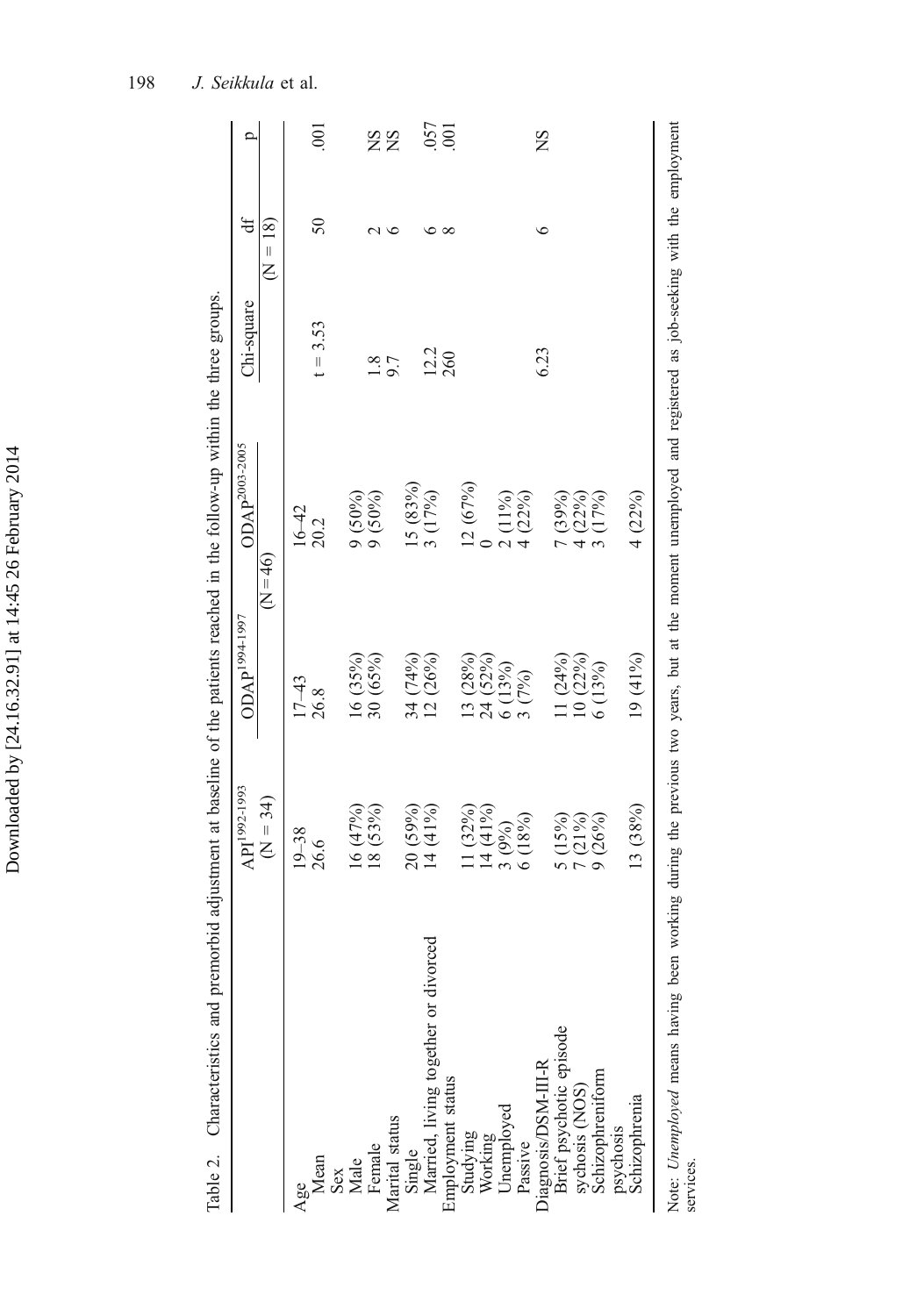Table 2. Characteristics and premorbid adjustment at baseline of the patients reached in the follow-up within the three groups.

| | API[1992-1993] | ODAP[1994-1997] | ODAP[2003-2005] | Chi-square | df | p |
|---|---|---|---|---|---|---|
| | (N = 34) | (N=46) | | | (N = 18) | |
| Age | 19–38 | 17–43 | 16–42 | | | |
| Mean | 26.6 | 26.8 | 20.2 | t = 3.53 | 50 | .001 |
| Sex | | | | | | |
| Male | 16 (47%) | 16 (35%) | 9 (50%) | 1.8 | 2 | NS |
| Female | 18 (53%) | 30 (65%) | 9 (50%) | 9.7 | 6 | NS |
| Marital status | | | | | | |
| Single | 20 (59%) | 34 (74%) | 15 (83%) | 12.2 | 6 | .057 |
| Married, living together or divorced | 14 (41%) | 12 (26%) | 3 (17%) | 260 | 8 | .001 |
| Employment status | | | | | | |
| Studying | 11 (32%) | 13 (28%) | 12 (67%) | | | |
| Working | 14 (41%) | 24 (52%) | 0 | | | |
| Unemployed | 3 (9%) | 6 (13%) | 2 (11%) | | | |
| Passive | 6 (18%) | 3 (7%) | 4 (22%) | | | |
| Diagnosis/DSM-III-R | | | | 6.23 | 6 | NS |
| Brief psychotic episode sychosis (NOS) | 5 (15%) | 11 (24%) | 7 (39%) | | | |
| Schizophreniform | 7 (21%) | 10 (22%) | 4 (22%) | | | |
| psychosis | 9 (26%) | 6 (13%) | 3 (17%) | | | |
| Schizophrenia | 13 (38%) | 19 (41%) | 4 (22%) | | | |

Note: *Unemployed* means having been working during the previous two years, but at the moment unemployed and registered as job-seeking with the employment services.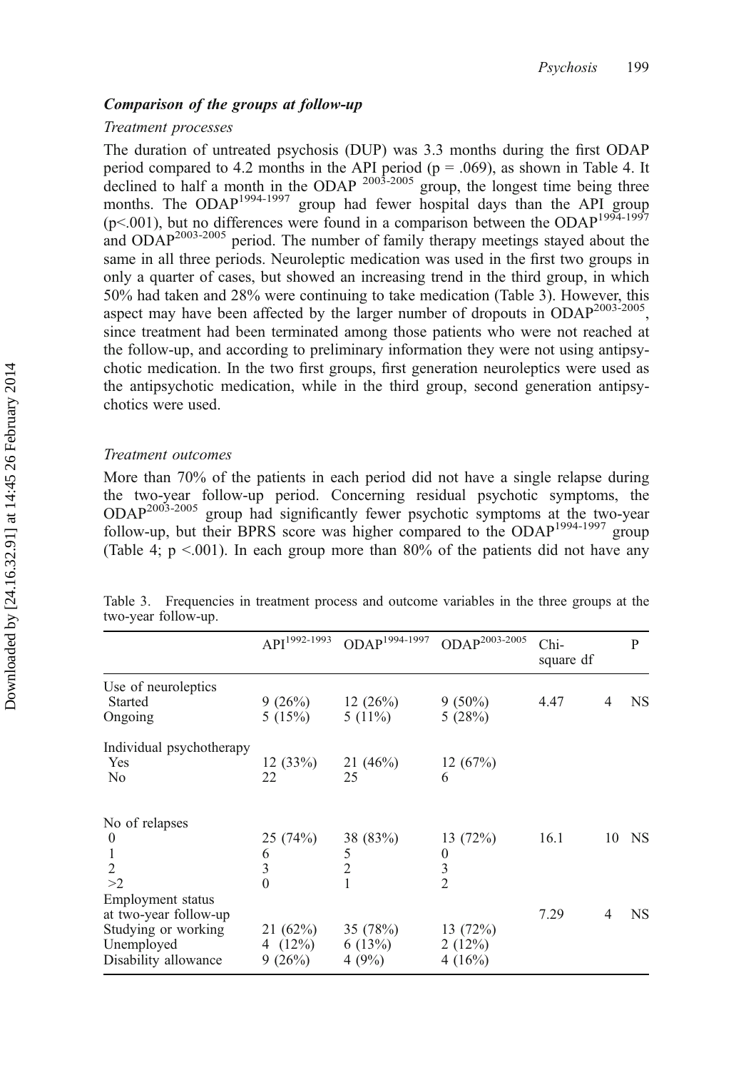### *Comparison of the groups at follow-up*

#### *Treatment processes*

The duration of untreated psychosis (DUP) was 3.3 months during the first ODAP period compared to 4.2 months in the API period (p = .069), as shown in Table 4. It declined to half a month in the ODAP $^{2003\text{-}2005}$ group, the longest time being three months. The ODAP$^{1994\text{-}1997}$ group had fewer hospital days than the API group (p<.001), but no differences were found in a comparison between the ODAP$^{1994\text{-}1997}$ and ODAP$^{2003\text{-}2005}$ period. The number of family therapy meetings stayed about the same in all three periods. Neuroleptic medication was used in the first two groups in only a quarter of cases, but showed an increasing trend in the third group, in which 50% had taken and 28% were continuing to take medication (Table 3). However, this aspect may have been affected by the larger number of dropouts in ODAP$^{2003\text{-}2005}$, since treatment had been terminated among those patients who were not reached at the follow-up, and according to preliminary information they were not using antipsychotic medication. In the two first groups, first generation neuroleptics were used as the antipsychotic medication, while in the third group, second generation antipsychotics were used.

#### *Treatment outcomes*

More than 70% of the patients in each period did not have a single relapse during the two-year follow-up period. Concerning residual psychotic symptoms, the ODAP$^{2003\text{-}2005}$ group had significantly fewer psychotic symptoms at the two-year follow-up, but their BPRS score was higher compared to the ODAP$^{1994\text{-}1997}$ group (Table 4; p <.001). In each group more than 80% of the patients did not have any

Table 3. Frequencies in treatment process and outcome variables in the three groups at the two-year follow-up.

| | API$^{1992\text{-}1993}$ | ODAP$^{1994\text{-}1997}$ | ODAP$^{2003\text{-}2005}$ | Chi-square | df | P |
|---|---|---|---|---|---|---|
| Use of neuroleptics | | | | | | |
| Started | 9 (26%) | 12 (26%) | 9 (50%) | 4.47 | 4 | NS |
| Ongoing | 5 (15%) | 5 (11%) | 5 (28%) | | | |
| Individual psychotherapy | | | | | | |
| Yes | 12 (33%) | 21 (46%) | 12 (67%) | | | |
| No | 22 | 25 | 6 | | | |
| No of relapses | | | | | | |
| 0 | 25 (74%) | 38 (83%) | 13 (72%) | 16.1 | 10 | NS |
| 1 | 6 | 5 | 0 | | | |
| 2 | 3 | 2 | 3 | | | |
| >2 | 0 | 1 | 2 | | | |
| Employment status at two-year follow-up | | | | 7.29 | 4 | NS |
| Studying or working | 21 (62%) | 35 (78%) | 13 (72%) | | | |
| Unemployed | 4 (12%) | 6 (13%) | 2 (12%) | | | |
| Disability allowance | 9 (26%) | 4 (9%) | 4 (16%) | | | |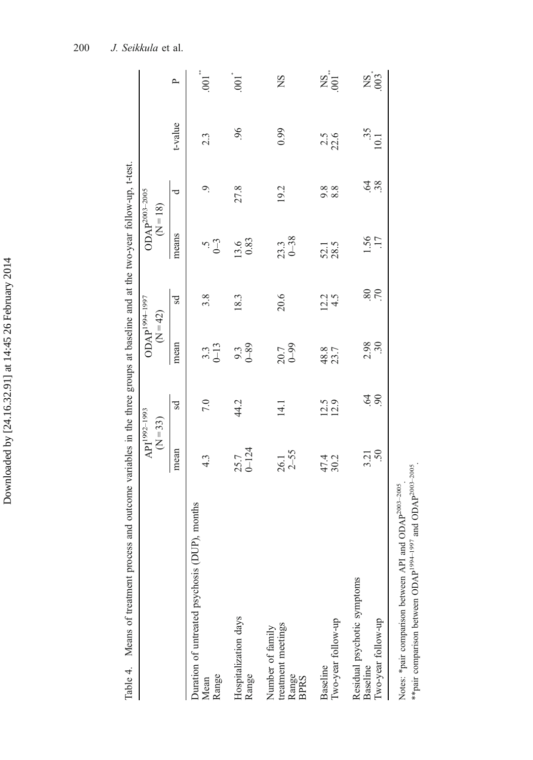Table 4. Means of treatment process and outcome variables in the three groups at baseline and at the two-year follow-up, t-test.

| | API$^{1992–1993}$ (N = 33) | | ODAP$^{1994–1997}$ (N = 42) | | ODAP$^{2003–2005}$ (N = 18) | | | |
|---|---|---|---|---|---|---|---|---|
| | mean | sd | mean | sd | means | d | t-value | P |
| Duration of untreated psychosis (DUP), months | | | | | | | | |
| Mean | 4.3 | 7.0 | 3.3 | 3.8 | .5 | .9 | 2.3 | .001** |
| Range | | | 0–13 | | 0–3 | | | |
| Hospitalization days | 25.7 | 44.2 | 9.3 | 18.3 | 13.6 | 27.8 | .96 | .001* |
| Range | 0–124 | | 0–89 | | 0.83 | | | |
| Number of family treatment meetings | 26.1 | 14.1 | 20.7 | 20.6 | 23.3 | 19.2 | 0.99 | NS |
| Range | 2–55 | | 0–99 | | 0–38 | | | |
| BPRS | | | | | | | | |
| Baseline | 47.4 | 12.5 | 48.8 | 12.2 | 52.1 | 9.8 | 2.5 | NS |
| Two-year follow-up | 30.2 | 12.9 | 23.7 | 4.5 | 28.5 | 8.8 | 22.6 | .001** |
| Residual psychotic symptoms | | | | | | | | |
| Baseline | 3.21 | .64 | 2.98 | .80 | 1.56 | .64 | .35 | NS |
| Two-year follow-up | .50 | .90 | .30 | .70 | .17 | .38 | 10.1 | .003* |

Notes: *pair comparison between API and ODAP$^{2003–2005}$.
**pair comparison between ODAP$^{1994–1997}$ and ODAP$^{2003–2005}$.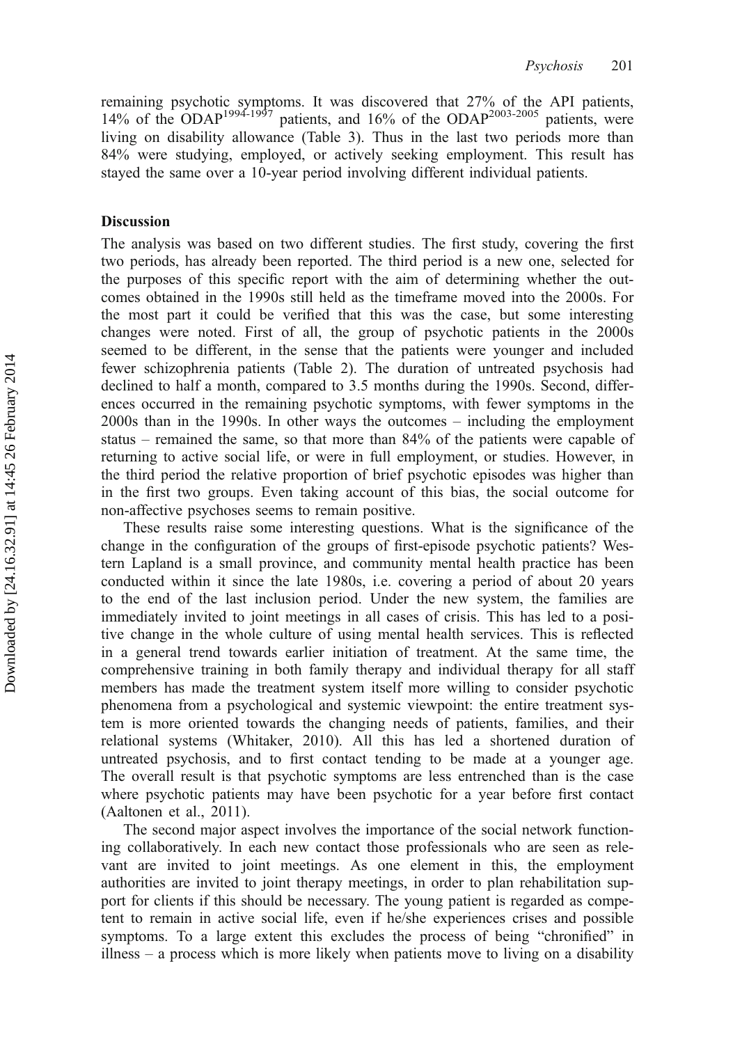remaining psychotic symptoms. It was discovered that 27% of the API patients, 14% of the ODAP$^{1994\text{-}1997}$ patients, and 16% of the ODAP$^{2003\text{-}2005}$ patients, were living on disability allowance (Table 3). Thus in the last two periods more than 84% were studying, employed, or actively seeking employment. This result has stayed the same over a 10-year period involving different individual patients.

## Discussion

The analysis was based on two different studies. The first study, covering the first two periods, has already been reported. The third period is a new one, selected for the purposes of this specific report with the aim of determining whether the outcomes obtained in the 1990s still held as the timeframe moved into the 2000s. For the most part it could be verified that this was the case, but some interesting changes were noted. First of all, the group of psychotic patients in the 2000s seemed to be different, in the sense that the patients were younger and included fewer schizophrenia patients (Table 2). The duration of untreated psychosis had declined to half a month, compared to 3.5 months during the 1990s. Second, differences occurred in the remaining psychotic symptoms, with fewer symptoms in the 2000s than in the 1990s. In other ways the outcomes – including the employment status – remained the same, so that more than 84% of the patients were capable of returning to active social life, or were in full employment, or studies. However, in the third period the relative proportion of brief psychotic episodes was higher than in the first two groups. Even taking account of this bias, the social outcome for non-affective psychoses seems to remain positive.

These results raise some interesting questions. What is the significance of the change in the configuration of the groups of first-episode psychotic patients? Western Lapland is a small province, and community mental health practice has been conducted within it since the late 1980s, i.e. covering a period of about 20 years to the end of the last inclusion period. Under the new system, the families are immediately invited to joint meetings in all cases of crisis. This has led to a positive change in the whole culture of using mental health services. This is reflected in a general trend towards earlier initiation of treatment. At the same time, the comprehensive training in both family therapy and individual therapy for all staff members has made the treatment system itself more willing to consider psychotic phenomena from a psychological and systemic viewpoint: the entire treatment system is more oriented towards the changing needs of patients, families, and their relational systems (Whitaker, 2010). All this has led a shortened duration of untreated psychosis, and to first contact tending to be made at a younger age. The overall result is that psychotic symptoms are less entrenched than is the case where psychotic patients may have been psychotic for a year before first contact (Aaltonen et al., 2011).

The second major aspect involves the importance of the social network functioning collaboratively. In each new contact those professionals who are seen as relevant are invited to joint meetings. As one element in this, the employment authorities are invited to joint therapy meetings, in order to plan rehabilitation support for clients if this should be necessary. The young patient is regarded as competent to remain in active social life, even if he/she experiences crises and possible symptoms. To a large extent this excludes the process of being "chronified" in illness – a process which is more likely when patients move to living on a disability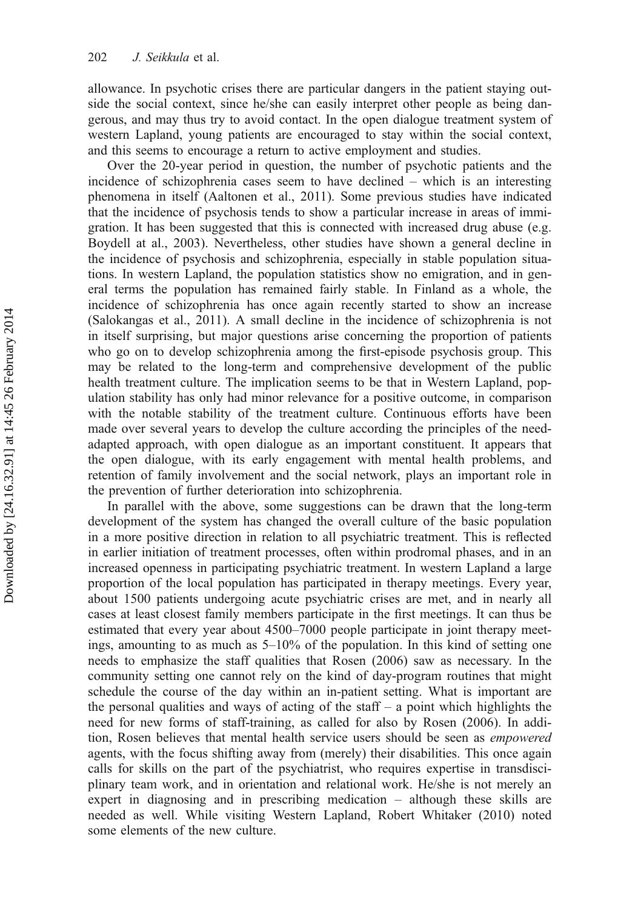allowance. In psychotic crises there are particular dangers in the patient staying outside the social context, since he/she can easily interpret other people as being dangerous, and may thus try to avoid contact. In the open dialogue treatment system of western Lapland, young patients are encouraged to stay within the social context, and this seems to encourage a return to active employment and studies.

Over the 20-year period in question, the number of psychotic patients and the incidence of schizophrenia cases seem to have declined – which is an interesting phenomena in itself (Aaltonen et al., 2011). Some previous studies have indicated that the incidence of psychosis tends to show a particular increase in areas of immigration. It has been suggested that this is connected with increased drug abuse (e.g. Boydell at al., 2003). Nevertheless, other studies have shown a general decline in the incidence of psychosis and schizophrenia, especially in stable population situations. In western Lapland, the population statistics show no emigration, and in general terms the population has remained fairly stable. In Finland as a whole, the incidence of schizophrenia has once again recently started to show an increase (Salokangas et al., 2011). A small decline in the incidence of schizophrenia is not in itself surprising, but major questions arise concerning the proportion of patients who go on to develop schizophrenia among the first-episode psychosis group. This may be related to the long-term and comprehensive development of the public health treatment culture. The implication seems to be that in Western Lapland, population stability has only had minor relevance for a positive outcome, in comparison with the notable stability of the treatment culture. Continuous efforts have been made over several years to develop the culture according the principles of the need-adapted approach, with open dialogue as an important constituent. It appears that the open dialogue, with its early engagement with mental health problems, and retention of family involvement and the social network, plays an important role in the prevention of further deterioration into schizophrenia.

In parallel with the above, some suggestions can be drawn that the long-term development of the system has changed the overall culture of the basic population in a more positive direction in relation to all psychiatric treatment. This is reflected in earlier initiation of treatment processes, often within prodromal phases, and in an increased openness in participating psychiatric treatment. In western Lapland a large proportion of the local population has participated in therapy meetings. Every year, about 1500 patients undergoing acute psychiatric crises are met, and in nearly all cases at least closest family members participate in the first meetings. It can thus be estimated that every year about 4500–7000 people participate in joint therapy meetings, amounting to as much as 5–10% of the population. In this kind of setting one needs to emphasize the staff qualities that Rosen (2006) saw as necessary. In the community setting one cannot rely on the kind of day-program routines that might schedule the course of the day within an in-patient setting. What is important are the personal qualities and ways of acting of the staff – a point which highlights the need for new forms of staff-training, as called for also by Rosen (2006). In addition, Rosen believes that mental health service users should be seen as *empowered* agents, with the focus shifting away from (merely) their disabilities. This once again calls for skills on the part of the psychiatrist, who requires expertise in transdisciplinary team work, and in orientation and relational work. He/she is not merely an expert in diagnosing and in prescribing medication – although these skills are needed as well. While visiting Western Lapland, Robert Whitaker (2010) noted some elements of the new culture.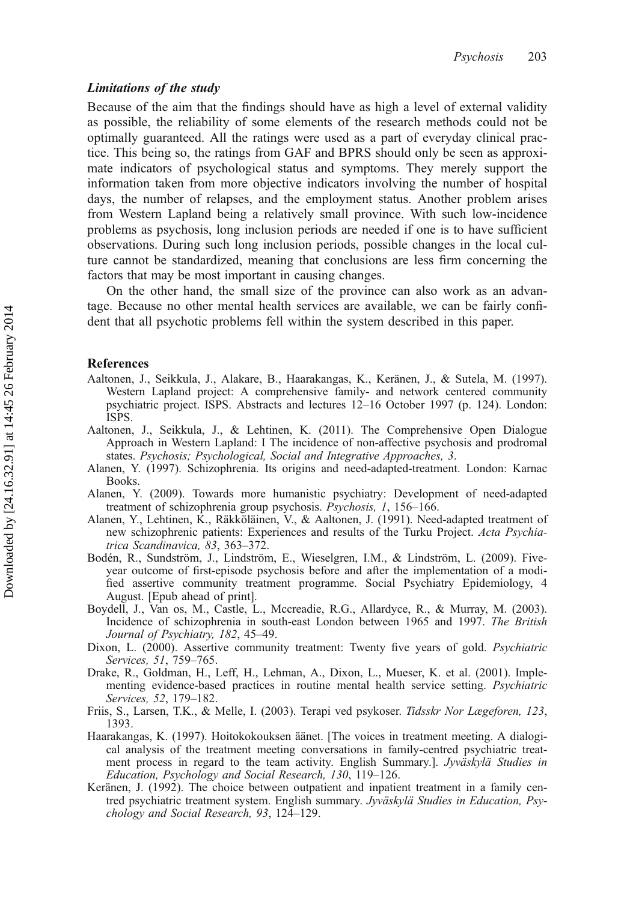### *Limitations of the study*

Because of the aim that the findings should have as high a level of external validity as possible, the reliability of some elements of the research methods could not be optimally guaranteed. All the ratings were used as a part of everyday clinical practice. This being so, the ratings from GAF and BPRS should only be seen as approximate indicators of psychological status and symptoms. They merely support the information taken from more objective indicators involving the number of hospital days, the number of relapses, and the employment status. Another problem arises from Western Lapland being a relatively small province. With such low-incidence problems as psychosis, long inclusion periods are needed if one is to have sufficient observations. During such long inclusion periods, possible changes in the local culture cannot be standardized, meaning that conclusions are less firm concerning the factors that may be most important in causing changes.

On the other hand, the small size of the province can also work as an advantage. Because no other mental health services are available, we can be fairly confident that all psychotic problems fell within the system described in this paper.

## References

Aaltonen, J., Seikkula, J., Alakare, B., Haarakangas, K., Keränen, J., & Sutela, M. (1997). Western Lapland project: A comprehensive family- and network centered community psychiatric project. ISPS. Abstracts and lectures 12–16 October 1997 (p. 124). London: ISPS.

Aaltonen, J., Seikkula, J., & Lehtinen, K. (2011). The Comprehensive Open Dialogue Approach in Western Lapland: I The incidence of non-affective psychosis and prodromal states. *Psychosis; Psychological, Social and Integrative Approaches, 3*.

Alanen, Y. (1997). Schizophrenia. Its origins and need-adapted-treatment. London: Karnac Books.

Alanen, Y. (2009). Towards more humanistic psychiatry: Development of need-adapted treatment of schizophrenia group psychosis. *Psychosis, 1*, 156–166.

Alanen, Y., Lehtinen, K., Räkköläinen, V., & Aaltonen, J. (1991). Need-adapted treatment of new schizophrenic patients: Experiences and results of the Turku Project. *Acta Psychiatrica Scandinavica, 83*, 363–372.

Bodén, R., Sundström, J., Lindström, E., Wieselgren, I.M., & Lindström, L. (2009). Five-year outcome of first-episode psychosis before and after the implementation of a modified assertive community treatment programme. Social Psychiatry Epidemiology, 4 August. [Epub ahead of print].

Boydell, J., Van os, M., Castle, L., Mccreadie, R.G., Allardyce, R., & Murray, M. (2003). Incidence of schizophrenia in south-east London between 1965 and 1997. *The British Journal of Psychiatry, 182*, 45–49.

Dixon, L. (2000). Assertive community treatment: Twenty five years of gold. *Psychiatric Services, 51*, 759–765.

Drake, R., Goldman, H., Leff, H., Lehman, A., Dixon, L., Mueser, K. et al. (2001). Implementing evidence-based practices in routine mental health service setting. *Psychiatric Services, 52*, 179–182.

Friis, S., Larsen, T.K., & Melle, I. (2003). Terapi ved psykoser. *Tidsskr Nor Lægeforen, 123*, 1393.

Haarakangas, K. (1997). Hoitokokouksen äänet. [The voices in treatment meeting. A dialogical analysis of the treatment meeting conversations in family-centred psychiatric treatment process in regard to the team activity. English Summary.]. *Jyväskylä Studies in Education, Psychology and Social Research, 130*, 119–126.

Keränen, J. (1992). The choice between outpatient and inpatient treatment in a family centred psychiatric treatment system. English summary. *Jyväskylä Studies in Education, Psychology and Social Research, 93*, 124–129.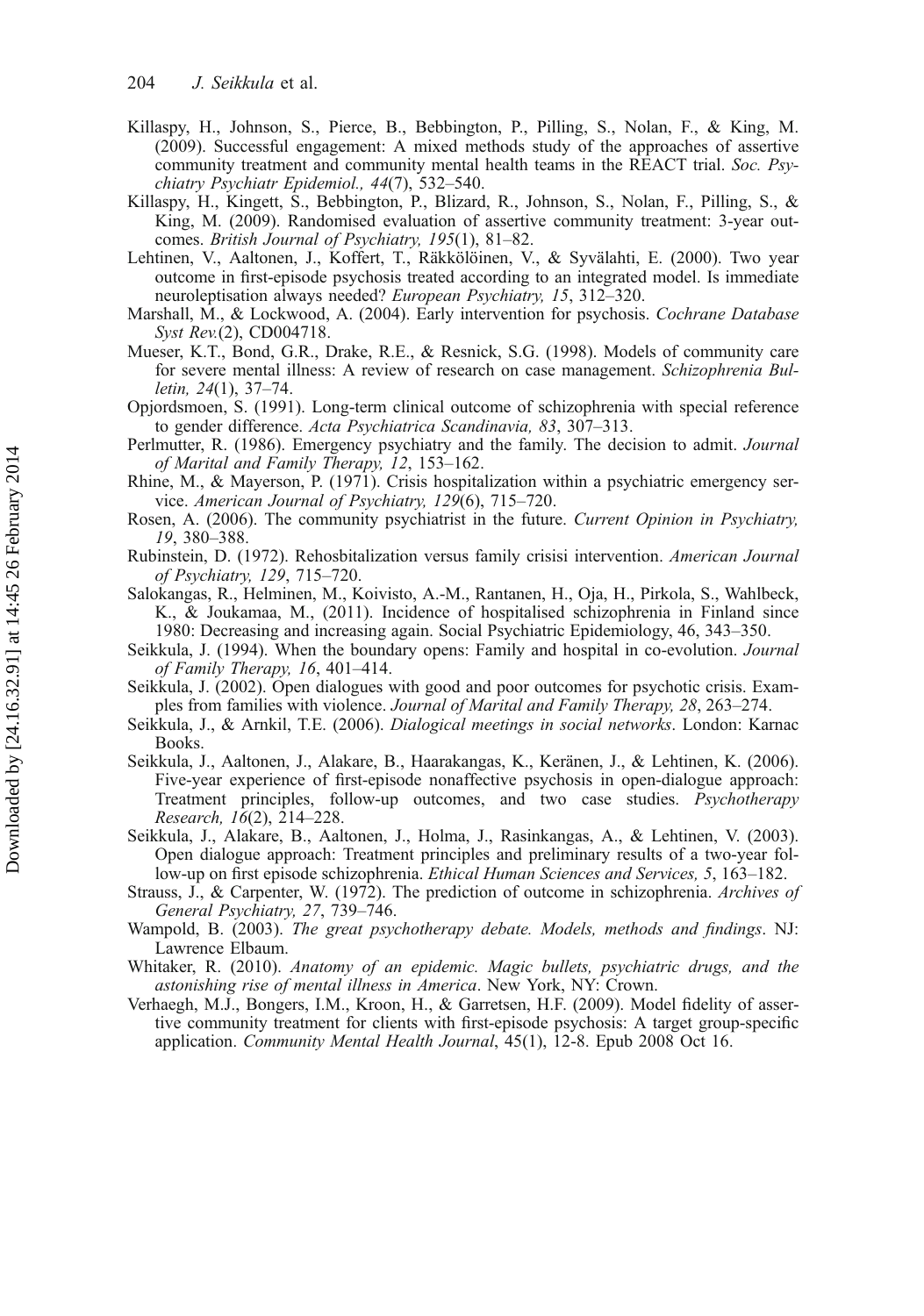Killaspy, H., Johnson, S., Pierce, B., Bebbington, P., Pilling, S., Nolan, F., & King, M. (2009). Successful engagement: A mixed methods study of the approaches of assertive community treatment and community mental health teams in the REACT trial. *Soc. Psychiatry Psychiatr Epidemiol., 44*(7), 532–540.

Killaspy, H., Kingett, S., Bebbington, P., Blizard, R., Johnson, S., Nolan, F., Pilling, S., & King, M. (2009). Randomised evaluation of assertive community treatment: 3-year outcomes. *British Journal of Psychiatry, 195*(1), 81–82.

Lehtinen, V., Aaltonen, J., Koffert, T., Räkkölöinen, V., & Syvälahti, E. (2000). Two year outcome in first-episode psychosis treated according to an integrated model. Is immediate neuroleptisation always needed? *European Psychiatry, 15*, 312–320.

Marshall, M., & Lockwood, A. (2004). Early intervention for psychosis. *Cochrane Database Syst Rev.*(2), CD004718.

Mueser, K.T., Bond, G.R., Drake, R.E., & Resnick, S.G. (1998). Models of community care for severe mental illness: A review of research on case management. *Schizophrenia Bulletin, 24*(1), 37–74.

Opjordsmoen, S. (1991). Long-term clinical outcome of schizophrenia with special reference to gender difference. *Acta Psychiatrica Scandinavia, 83*, 307–313.

Perlmutter, R. (1986). Emergency psychiatry and the family. The decision to admit. *Journal of Marital and Family Therapy, 12*, 153–162.

Rhine, M., & Mayerson, P. (1971). Crisis hospitalization within a psychiatric emergency service. *American Journal of Psychiatry, 129*(6), 715–720.

Rosen, A. (2006). The community psychiatrist in the future. *Current Opinion in Psychiatry, 19*, 380–388.

Rubinstein, D. (1972). Rehosbitalization versus family crisisi intervention. *American Journal of Psychiatry, 129*, 715–720.

Salokangas, R., Helminen, M., Koivisto, A.-M., Rantanen, H., Oja, H., Pirkola, S., Wahlbeck, K., & Joukamaa, M., (2011). Incidence of hospitalised schizophrenia in Finland since 1980: Decreasing and increasing again. Social Psychiatric Epidemiology, 46, 343–350.

Seikkula, J. (1994). When the boundary opens: Family and hospital in co-evolution. *Journal of Family Therapy, 16*, 401–414.

Seikkula, J. (2002). Open dialogues with good and poor outcomes for psychotic crisis. Examples from families with violence. *Journal of Marital and Family Therapy, 28*, 263–274.

Seikkula, J., & Arnkil, T.E. (2006). *Dialogical meetings in social networks*. London: Karnac Books.

Seikkula, J., Aaltonen, J., Alakare, B., Haarakangas, K., Keränen, J., & Lehtinen, K. (2006). Five-year experience of first-episode nonaffective psychosis in open-dialogue approach: Treatment principles, follow-up outcomes, and two case studies. *Psychotherapy Research, 16*(2), 214–228.

Seikkula, J., Alakare, B., Aaltonen, J., Holma, J., Rasinkangas, A., & Lehtinen, V. (2003). Open dialogue approach: Treatment principles and preliminary results of a two-year follow-up on first episode schizophrenia. *Ethical Human Sciences and Services, 5*, 163–182.

Strauss, J., & Carpenter, W. (1972). The prediction of outcome in schizophrenia. *Archives of General Psychiatry, 27*, 739–746.

Wampold, B. (2003). *The great psychotherapy debate. Models, methods and findings*. NJ: Lawrence Elbaum.

Whitaker, R. (2010). *Anatomy of an epidemic. Magic bullets, psychiatric drugs, and the astonishing rise of mental illness in America*. New York, NY: Crown.

Verhaegh, M.J., Bongers, I.M., Kroon, H., & Garretsen, H.F. (2009). Model fidelity of assertive community treatment for clients with first-episode psychosis: A target group-specific application. *Community Mental Health Journal*, 45(1), 12-8. Epub 2008 Oct 16.